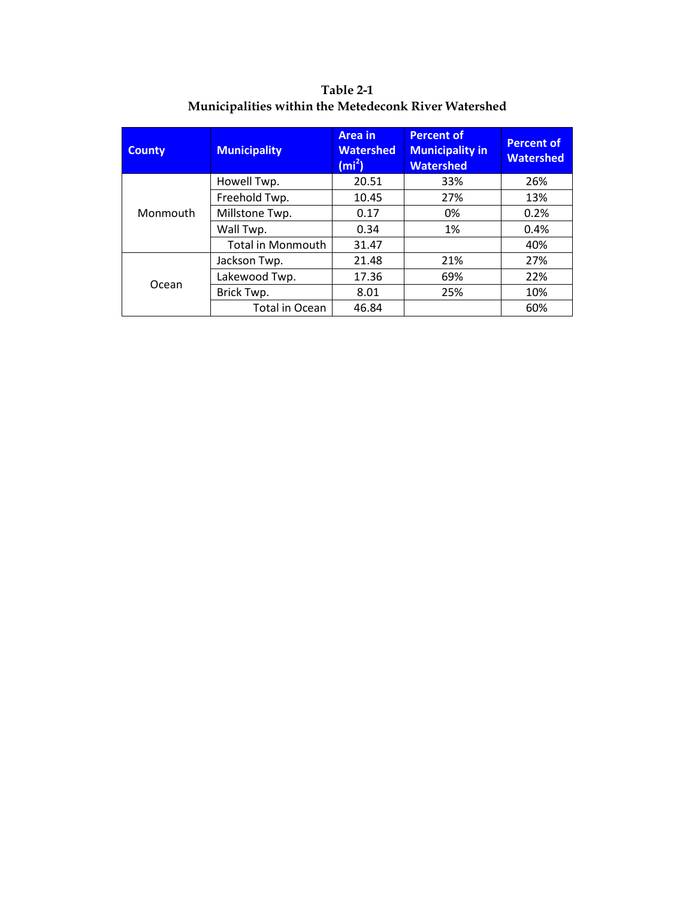**Table 2-1**
**Municipalities within the Metedeconk River Watershed**

| County | Municipality | Area in Watershed ($mi^2$) | Percent of Municipality in Watershed | Percent of Watershed |
|---|---|---|---|---|
| Monmouth | Howell Twp. | 20.51 | 33% | 26% |
| | Freehold Twp. | 10.45 | 27% | 13% |
| | Millstone Twp. | 0.17 | 0% | 0.2% |
| | Wall Twp. | 0.34 | 1% | 0.4% |
| | Total in Monmouth | 31.47 | | 40% |
| Ocean | Jackson Twp. | 21.48 | 21% | 27% |
| | Lakewood Twp. | 17.36 | 69% | 22% |
| | Brick Twp. | 8.01 | 25% | 10% |
| | Total in Ocean | 46.84 | | 60% |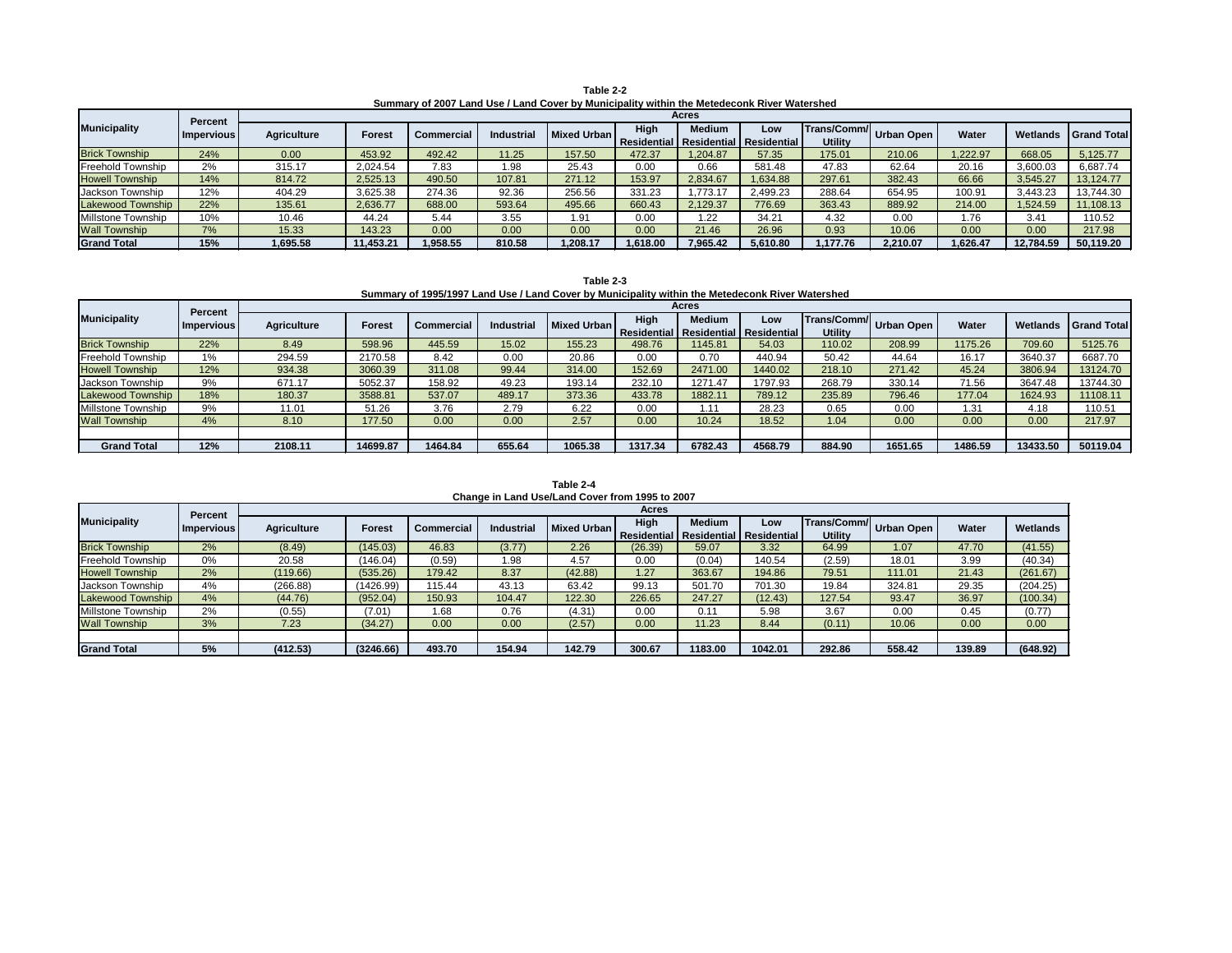**Table 2-2**
**Summary of 2007 Land Use / Land Cover by Municipality within the Metedeconk River Watershed**

| Municipality | Percent Impervious | Acres | | | | | | | | | | | | |
|---|---|---|---|---|---|---|---|---|---|---|---|---|---|---|
| | | Agriculture | Forest | Commercial | Industrial | Mixed Urban | High Residential | Medium Residential | Low Residential | Trans/Comm/ Utility | Urban Open | Water | Wetlands | Grand Total |
| Brick Township | 24% | 0.00 | 453.92 | 492.42 | 11.25 | 157.50 | 472.37 | 1,204.87 | 57.35 | 175.01 | 210.06 | 1,222.97 | 668.05 | 5,125.77 |
| Freehold Township | 2% | 315.17 | 2,024.54 | 7.83 | 1.98 | 25.43 | 0.00 | 0.66 | 581.48 | 47.83 | 62.64 | 20.16 | 3,600.03 | 6,687.74 |
| Howell Township | 14% | 814.72 | 2,525.13 | 490.50 | 107.81 | 271.12 | 153.97 | 2,834.67 | 1,634.88 | 297.61 | 382.43 | 66.66 | 3,545.27 | 13,124.77 |
| Jackson Township | 12% | 404.29 | 3,625.38 | 274.36 | 92.36 | 256.56 | 331.23 | 1,773.17 | 2,499.23 | 288.64 | 654.95 | 100.91 | 3,443.23 | 13,744.30 |
| Lakewood Township | 22% | 135.61 | 2,636.77 | 688.00 | 593.64 | 495.66 | 660.43 | 2,129.37 | 776.69 | 363.43 | 889.92 | 214.00 | 1,524.59 | 11,108.13 |
| Millstone Township | 10% | 10.46 | 44.24 | 5.44 | 3.55 | 1.91 | 0.00 | 1.22 | 34.21 | 4.32 | 0.00 | 1.76 | 3.41 | 110.52 |
| Wall Township | 7% | 15.33 | 143.23 | 0.00 | 0.00 | 0.00 | 0.00 | 21.46 | 26.96 | 0.93 | 10.06 | 0.00 | 0.00 | 217.98 |
| **Grand Total** | **15%** | **1,695.58** | **11,453.21** | **1,958.55** | **810.58** | **1,208.17** | **1,618.00** | **7,965.42** | **5,610.80** | **1,177.76** | **2,210.07** | **1,626.47** | **12,784.59** | **50,119.20** |

**Table 2-3**
**Summary of 1995/1997 Land Use / Land Cover by Municipality within the Metedeconk River Watershed**

| Municipality | Percent Impervious | Acres | | | | | | | | | | | | |
|---|---|---|---|---|---|---|---|---|---|---|---|---|---|---|
| | | Agriculture | Forest | Commercial | Industrial | Mixed Urban | High Residential | Medium Residential | Low Residential | Trans/Comm/ Utility | Urban Open | Water | Wetlands | Grand Total |
| Brick Township | 22% | 8.49 | 598.96 | 445.59 | 15.02 | 155.23 | 498.76 | 1145.81 | 54.03 | 110.02 | 208.99 | 1175.26 | 709.60 | 5125.76 |
| Freehold Township | 1% | 294.59 | 2170.58 | 8.42 | 0.00 | 20.86 | 0.00 | 0.70 | 440.94 | 50.42 | 44.64 | 16.17 | 3640.37 | 6687.70 |
| Howell Township | 12% | 934.38 | 3060.39 | 311.08 | 99.44 | 314.00 | 152.69 | 2471.00 | 1440.02 | 218.10 | 271.42 | 45.24 | 3806.94 | 13124.70 |
| Jackson Township | 9% | 671.17 | 5052.37 | 158.92 | 49.23 | 193.14 | 232.10 | 1271.47 | 1797.93 | 268.79 | 330.14 | 71.56 | 3647.48 | 13744.30 |
| Lakewood Township | 18% | 180.37 | 3588.81 | 537.07 | 489.17 | 373.36 | 433.78 | 1882.11 | 789.12 | 235.89 | 796.46 | 177.04 | 1624.93 | 11108.11 |
| Millstone Township | 9% | 11.01 | 51.26 | 3.76 | 2.79 | 6.22 | 0.00 | 1.11 | 28.23 | 0.65 | 0.00 | 1.31 | 4.18 | 110.51 |
| Wall Township | 4% | 8.10 | 177.50 | 0.00 | 0.00 | 2.57 | 0.00 | 10.24 | 18.52 | 1.04 | 0.00 | 0.00 | 0.00 | 217.97 |
| | | | | | | | | | | | | | | |
| **Grand Total** | **12%** | **2108.11** | **14699.87** | **1464.84** | **655.64** | **1065.38** | **1317.34** | **6782.43** | **4568.79** | **884.90** | **1651.65** | **1486.59** | **13433.50** | **50119.04** |

**Table 2-4**
**Change in Land Use/Land Cover from 1995 to 2007**

| Municipality | Percent Impervious | Acres | | | | | | | | | | |
|---|---|---|---|---|---|---|---|---|---|---|---|---|
| | | Agriculture | Forest | Commercial | Industrial | Mixed Urban | High Residential | Medium Residential | Low Residential | Trans/Comm/ Utility | Urban Open | Water | Wetlands |
| Brick Township | 2% | (8.49) | (145.03) | 46.83 | (3.77) | 2.26 | (26.39) | 59.07 | 3.32 | 64.99 | 1.07 | 47.70 | (41.55) |
| Freehold Township | 0% | 20.58 | (146.04) | (0.59) | 1.98 | 4.57 | 0.00 | (0.04) | 140.54 | (2.59) | 18.01 | 3.99 | (40.34) |
| Howell Township | 2% | (119.66) | (535.26) | 179.42 | 8.37 | (42.88) | 1.27 | 363.67 | 194.86 | 79.51 | 111.01 | 21.43 | (261.67) |
| Jackson Township | 4% | (266.88) | (1426.99) | 115.44 | 43.13 | 63.42 | 99.13 | 501.70 | 701.30 | 19.84 | 324.81 | 29.35 | (204.25) |
| Lakewood Township | 4% | (44.76) | (952.04) | 150.93 | 104.47 | 122.30 | 226.65 | 247.27 | (12.43) | 127.54 | 93.47 | 36.97 | (100.34) |
| Millstone Township | 2% | (0.55) | (7.01) | 1.68 | 0.76 | (4.31) | 0.00 | 0.11 | 5.98 | 3.67 | 0.00 | 0.45 | (0.77) |
| Wall Township | 3% | 7.23 | (34.27) | 0.00 | 0.00 | (2.57) | 0.00 | 11.23 | 8.44 | (0.11) | 10.06 | 0.00 | 0.00 |
| | | | | | | | | | | | | | |
| **Grand Total** | **5%** | **(412.53)** | **(3246.66)** | **493.70** | **154.94** | **142.79** | **300.67** | **1183.00** | **1042.01** | **292.86** | **558.42** | **139.89** | **(648.92)** |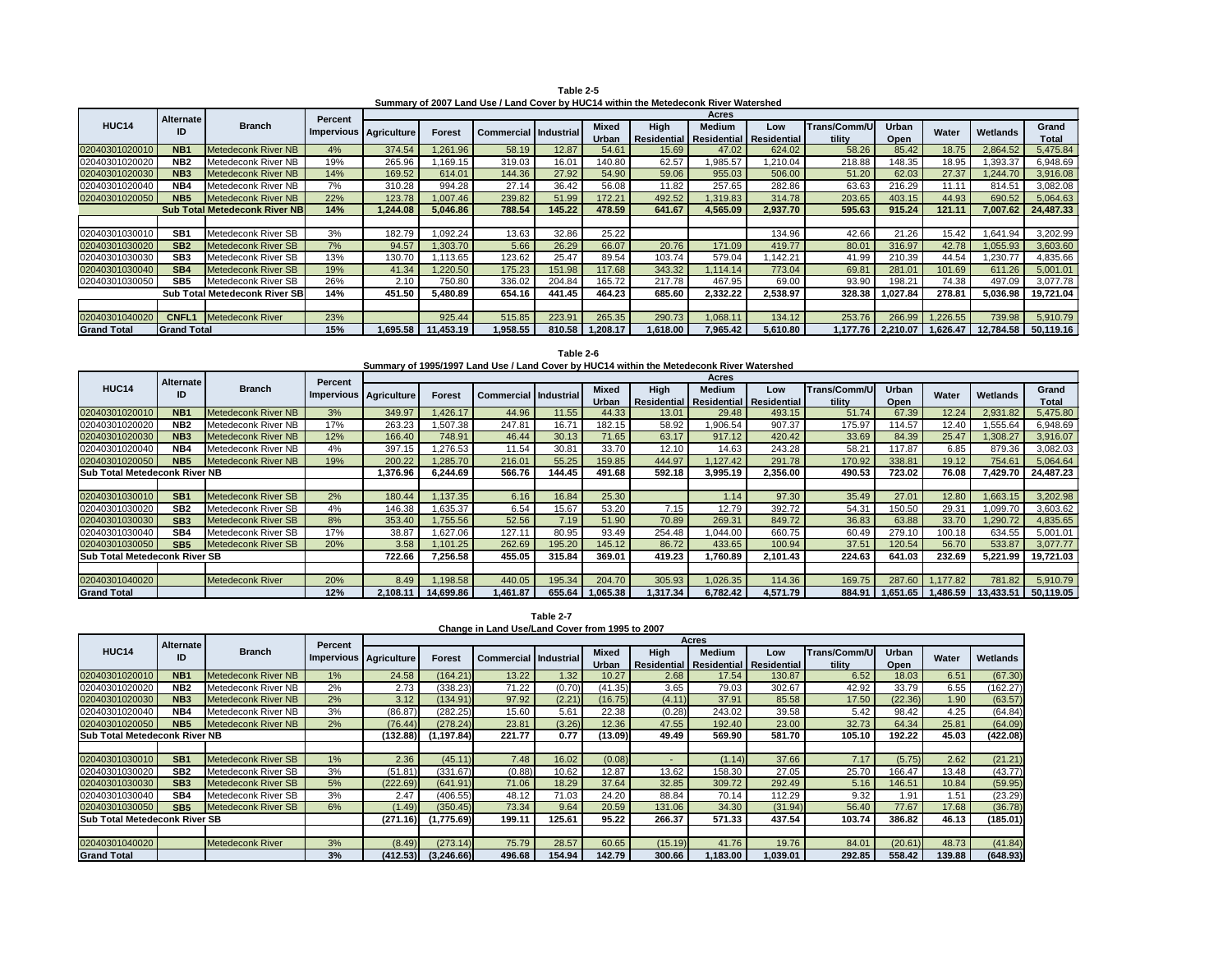**Table 2-5**

**Summary of 2007 Land Use / Land Cover by HUC14 within the Metedeconk River Watershed**

| HUC14 | Alternate ID | Branch | Percent Impervious | Acres | | | | | | | | | | | | |
|---|---|---|---|---|---|---|---|---|---|---|---|---|---|---|---|---|
| | | | | Agriculture | Forest | Commercial | Industrial | Mixed Urban | High Residential | Medium Residential | Low Residential | Trans/Comm/Utility | Urban Open | Water | Wetlands | Grand Total |
| 02040301020010 | NB1 | Metedeconk River NB | 4% | 374.54 | 1,261.96 | 58.19 | 12.87 | 54.61 | 15.69 | 47.02 | 624.02 | 58.26 | 85.42 | 18.75 | 2,864.52 | 5,475.84 |
| 02040301020020 | NB2 | Metedeconk River NB | 19% | 265.96 | 1,169.15 | 319.03 | 16.01 | 140.80 | 62.57 | 1,985.57 | 1,210.04 | 218.88 | 148.35 | 18.95 | 1,393.37 | 6,948.69 |
| 02040301020030 | NB3 | Metedeconk River NB | 14% | 169.52 | 614.01 | 144.36 | 27.92 | 54.90 | 59.06 | 955.03 | 506.00 | 51.20 | 62.03 | 27.37 | 1,244.70 | 3,916.08 |
| 02040301020040 | NB4 | Metedeconk River NB | 7% | 310.28 | 994.28 | 27.14 | 36.42 | 56.08 | 11.82 | 257.65 | 282.86 | 63.63 | 216.29 | 11.11 | 814.51 | 3,082.08 |
| 02040301020050 | NB5 | Metedeconk River NB | 22% | 123.78 | 1,007.46 | 239.82 | 51.99 | 172.21 | 492.52 | 1,319.83 | 314.78 | 203.65 | 403.15 | 44.93 | 690.52 | 5,064.63 |
| | **Sub Total Metedeconk River NB** | | **14%** | **1,244.08** | **5,046.86** | **788.54** | **145.22** | **478.59** | **641.67** | **4,565.09** | **2,937.70** | **595.63** | **915.24** | **121.11** | **7,007.62** | **24,487.33** |
| | | | | | | | | | | | | | | | | |
| 02040301030010 | SB1 | Metedeconk River SB | 3% | 182.79 | 1,092.24 | 13.63 | 32.86 | 25.22 | | | 134.96 | 42.66 | 21.26 | 15.42 | 1,641.94 | 3,202.99 |
| 02040301030020 | SB2 | Metedeconk River SB | 7% | 94.57 | 1,303.70 | 5.66 | 26.29 | 66.07 | 20.76 | 171.09 | 419.77 | 80.01 | 316.97 | 42.78 | 1,055.93 | 3,603.60 |
| 02040301030030 | SB3 | Metedeconk River SB | 13% | 130.70 | 1,113.65 | 123.62 | 25.47 | 89.54 | 103.74 | 579.04 | 1,142.21 | 41.99 | 210.39 | 44.54 | 1,230.77 | 4,835.66 |
| 02040301030040 | SB4 | Metedeconk River SB | 19% | 41.34 | 1,220.50 | 175.23 | 151.98 | 117.68 | 343.32 | 1,114.14 | 773.04 | 69.81 | 281.01 | 101.69 | 611.26 | 5,001.01 |
| 02040301030050 | SB5 | Metedeconk River SB | 26% | 2.10 | 750.80 | 336.02 | 204.84 | 165.72 | 217.78 | 467.95 | 69.00 | 93.90 | 198.21 | 74.38 | 497.09 | 3,077.78 |
| | **Sub Total Metedeconk River SB** | | **14%** | **451.50** | **5,480.89** | **654.16** | **441.45** | **464.23** | **685.60** | **2,332.22** | **2,538.97** | **328.38** | **1,027.84** | **278.81** | **5,036.98** | **19,721.04** |
| | | | | | | | | | | | | | | | | |
| 02040301040020 | CNFL1 | Metedeconk River | 23% | | 925.44 | 515.85 | 223.91 | 265.35 | 290.73 | 1,068.11 | 134.12 | 253.76 | 266.99 | 1,226.55 | 739.98 | 5,910.79 |
| **Grand Total** | **Grand Total** | | **15%** | **1,695.58** | **11,453.19** | **1,958.55** | **810.58** | **1,208.17** | **1,618.00** | **7,965.42** | **5,610.80** | **1,177.76** | **2,210.07** | **1,626.47** | **12,784.58** | **50,119.16** |

**Table 2-6**

**Summary of 1995/1997 Land Use / Land Cover by HUC14 within the Metedeconk River Watershed**

| HUC14 | Alternate ID | Branch | Percent Impervious | Acres | | | | | | | | | | | | |
|---|---|---|---|---|---|---|---|---|---|---|---|---|---|---|---|---|
| | | | | Agriculture | Forest | Commercial | Industrial | Mixed Urban | High Residential | Medium Residential | Low Residential | Trans/Comm/Utility | Urban Open | Water | Wetlands | Grand Total |
| 02040301020010 | NB1 | Metedeconk River NB | 3% | 349.97 | 1,426.17 | 44.96 | 11.55 | 44.33 | 13.01 | 29.48 | 493.15 | 51.74 | 67.39 | 12.24 | 2,931.82 | 5,475.80 |
| 02040301020020 | NB2 | Metedeconk River NB | 17% | 263.23 | 1,507.38 | 247.81 | 16.71 | 182.15 | 58.92 | 1,906.54 | 907.37 | 175.97 | 114.57 | 12.40 | 1,555.64 | 6,948.69 |
| 02040301020030 | NB3 | Metedeconk River NB | 12% | 166.40 | 748.91 | 46.44 | 30.13 | 71.65 | 63.17 | 917.12 | 420.42 | 33.69 | 84.39 | 25.47 | 1,308.27 | 3,916.07 |
| 02040301020040 | NB4 | Metedeconk River NB | 4% | 397.15 | 1,276.53 | 11.54 | 30.81 | 33.70 | 12.10 | 14.63 | 243.28 | 58.21 | 117.87 | 6.85 | 879.36 | 3,082.03 |
| 02040301020050 | NB5 | Metedeconk River NB | 19% | 200.22 | 1,285.70 | 216.01 | 55.25 | 159.85 | 444.97 | 1,127.42 | 291.78 | 170.92 | 338.81 | 19.12 | 754.61 | 5,064.64 |
| **Sub Total Metedeconk River NB** | | | | **1,376.96** | **6,244.69** | **566.76** | **144.45** | **491.68** | **592.18** | **3,995.19** | **2,356.00** | **490.53** | **723.02** | **76.08** | **7,429.70** | **24,487.23** |
| | | | | | | | | | | | | | | | | |
| 02040301030010 | SB1 | Metedeconk River SB | 2% | 180.44 | 1,137.35 | 6.16 | 16.84 | 25.30 | | 1.14 | 97.30 | 35.49 | 27.01 | 12.80 | 1,663.15 | 3,202.98 |
| 02040301030020 | SB2 | Metedeconk River SB | 4% | 146.38 | 1,635.37 | 6.54 | 15.67 | 53.20 | 7.15 | 12.79 | 392.72 | 54.31 | 150.50 | 29.31 | 1,099.70 | 3,603.62 |
| 02040301030030 | SB3 | Metedeconk River SB | 8% | 353.40 | 1,755.56 | 52.56 | 7.19 | 51.90 | 70.89 | 269.31 | 849.72 | 36.83 | 63.88 | 33.70 | 1,290.72 | 4,835.65 |
| 02040301030040 | SB4 | Metedeconk River SB | 17% | 38.87 | 1,627.06 | 127.11 | 80.95 | 93.49 | 254.48 | 1,044.00 | 660.75 | 60.49 | 279.10 | 100.18 | 634.55 | 5,001.01 |
| 02040301030050 | SB5 | Metedeconk River SB | 20% | 3.58 | 1,101.25 | 262.69 | 195.20 | 145.12 | 86.72 | 433.65 | 100.94 | 37.51 | 120.54 | 56.70 | 533.87 | 3,077.77 |
| **Sub Total Metedeconk River SB** | | | | **722.66** | **7,256.58** | **455.05** | **315.84** | **369.01** | **419.23** | **1,760.89** | **2,101.43** | **224.63** | **641.03** | **232.69** | **5,221.99** | **19,721.03** |
| | | | | | | | | | | | | | | | | |
| 02040301040020 | | Metedeconk River | 20% | 8.49 | 1,198.58 | 440.05 | 195.34 | 204.70 | 305.93 | 1,026.35 | 114.36 | 169.75 | 287.60 | 1,177.82 | 781.82 | 5,910.79 |
| **Grand Total** | | | **12%** | **2,108.11** | **14,699.86** | **1,461.87** | **655.64** | **1,065.38** | **1,317.34** | **6,782.42** | **4,571.79** | **884.91** | **1,651.65** | **1,486.59** | **13,433.51** | **50,119.05** |

**Table 2-7**

**Change in Land Use/Land Cover from 1995 to 2007**

| HUC14 | Alternate ID | Branch | Percent Impervious | Acres | | | | | | | | | | | |
|---|---|---|---|---|---|---|---|---|---|---|---|---|---|---|---|
| | | | | Agriculture | Forest | Commercial | Industrial | Mixed Urban | High Residential | Medium Residential | Low Residential | Trans/Comm/Utility | Urban Open | Water | Wetlands |
| 02040301020010 | NB1 | Metedeconk River NB | 1% | 24.58 | (164.21) | 13.22 | 1.32 | 10.27 | 2.68 | 17.54 | 130.87 | 6.52 | 18.03 | 6.51 | (67.30) |
| 02040301020020 | NB2 | Metedeconk River NB | 2% | 2.73 | (338.23) | 71.22 | (0.70) | (41.35) | 3.65 | 79.03 | 302.67 | 42.92 | 33.79 | 6.55 | (162.27) |
| 02040301020030 | NB3 | Metedeconk River NB | 2% | 3.12 | (134.91) | 97.92 | (2.21) | (16.75) | (4.11) | 37.91 | 85.58 | 17.50 | (22.36) | 1.90 | (63.57) |
| 02040301020040 | NB4 | Metedeconk River NB | 3% | (86.87) | (282.25) | 15.60 | 5.61 | 22.38 | (0.28) | 243.02 | 39.58 | 5.42 | 98.42 | 4.25 | (64.84) |
| 02040301020050 | NB5 | Metedeconk River NB | 2% | (76.44) | (278.24) | 23.81 | (3.26) | 12.36 | 47.55 | 192.40 | 23.00 | 32.73 | 64.34 | 25.81 | (64.09) |
| **Sub Total Metedeconk River NB** | | | | **(132.88)** | **(1,197.84)** | **221.77** | **0.77** | **(13.09)** | **49.49** | **569.90** | **581.70** | **105.10** | **192.22** | **45.03** | **(422.08)** |
| | | | | | | | | | | | | | | | |
| 02040301030010 | SB1 | Metedeconk River SB | 1% | 2.36 | (45.11) | 7.48 | 16.02 | (0.08) | - | (1.14) | 37.66 | 7.17 | (5.75) | 2.62 | (21.21) |
| 02040301030020 | SB2 | Metedeconk River SB | 3% | (51.81) | (331.67) | (0.88) | 10.62 | 12.87 | 13.62 | 158.30 | 27.05 | 25.70 | 166.47 | 13.48 | (43.77) |
| 02040301030030 | SB3 | Metedeconk River SB | 5% | (222.69) | (641.91) | 71.06 | 18.29 | 37.64 | 32.85 | 309.72 | 292.49 | 5.16 | 146.51 | 10.84 | (59.95) |
| 02040301030040 | SB4 | Metedeconk River SB | 3% | 2.47 | (406.55) | 48.12 | 71.03 | 24.20 | 88.84 | 70.14 | 112.29 | 9.32 | 1.91 | 1.51 | (23.29) |
| 02040301030050 | SB5 | Metedeconk River SB | 6% | (1.49) | (350.45) | 73.34 | 9.64 | 20.59 | 131.06 | 34.30 | (31.94) | 56.40 | 77.67 | 17.68 | (36.78) |
| **Sub Total Metedeconk River SB** | | | | **(271.16)** | **(1,775.69)** | **199.11** | **125.61** | **95.22** | **266.37** | **571.33** | **437.54** | **103.74** | **386.82** | **46.13** | **(185.01)** |
| | | | | | | | | | | | | | | | |
| 02040301040020 | | Metedeconk River | 3% | (8.49) | (273.14) | 75.79 | 28.57 | 60.65 | (15.19) | 41.76 | 19.76 | 84.01 | (20.61) | 48.73 | (41.84) |
| **Grand Total** | | | **3%** | **(412.53)** | **(3,246.66)** | **496.68** | **154.94** | **142.79** | **300.66** | **1,183.00** | **1,039.01** | **292.85** | **558.42** | **139.88** | **(648.93)** |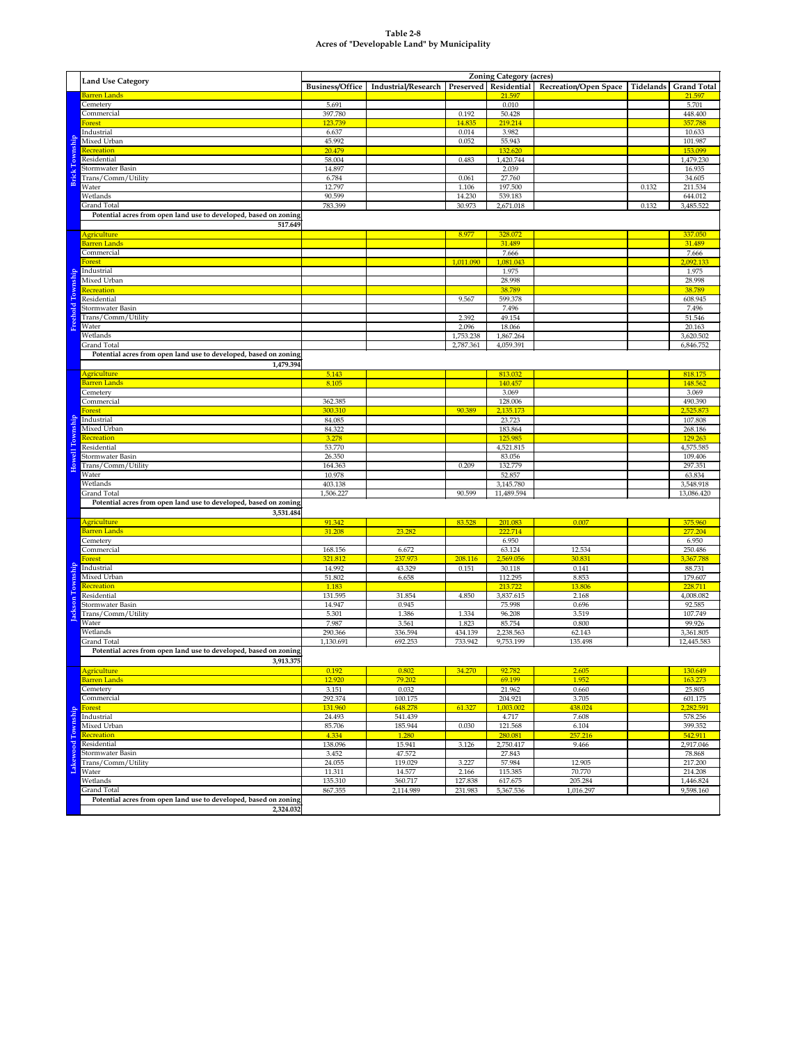**Table 2-8**
**Acres of "Developable Land" by Municipality**

| Municipality | Land Use Category | Zoning Category (acres) | | | | | | |
|---|---|---|---|---|---|---|---|---|
| | | Business/Office | Industrial/Research | Preserved | Residential | Recreation/Open Space | Tidelands | Grand Total |
| Brick Township | Barren Lands | | | | 21.597 | | | 21.597 |
| | Cemetery | 5.691 | | | 0.010 | | | 5.701 |
| | Commercial | 397.780 | | 0.192 | 50.428 | | | 448.400 |
| | Forest | 123.739 | | 14.835 | 219.214 | | | 357.788 |
| | Industrial | 6.637 | | 0.014 | 3.982 | | | 10.633 |
| | Mixed Urban | 45.992 | | 0.052 | 55.943 | | | 101.987 |
| | Recreation | 20.479 | | | 132.620 | | | 153.099 |
| | Residential | 58.004 | | 0.483 | 1,420.744 | | | 1,479.230 |
| | Stormwater Basin | 14.897 | | | 2.039 | | | 16.935 |
| | Trans/Comm/Utility | 6.784 | | 0.061 | 27.760 | | | 34.605 |
| | Water | 12.797 | | 1.106 | 197.500 | | 0.132 | 211.534 |
| | Wetlands | 90.599 | | 14.230 | 539.183 | | | 644.012 |
| | Grand Total | 783.399 | | 30.973 | 2,671.018 | | 0.132 | 3,485.522 |
| | **Potential acres from open land use to developed, based on zoning** | **517.649** | | | | | | |
| Freehold Township | Agriculture | | | 8.977 | 328.072 | | | 337.050 |
| | Barren Lands | | | | 31.489 | | | 31.489 |
| | Commercial | | | | 7.666 | | | 7.666 |
| | Forest | | | 1,011.090 | 1,081.043 | | | 2,092.133 |
| | Industrial | | | | 1.975 | | | 1.975 |
| | Mixed Urban | | | | 28.998 | | | 28.998 |
| | Recreation | | | | 38.789 | | | 38.789 |
| | Residential | | | 9.567 | 599.378 | | | 608.945 |
| | Stormwater Basin | | | | 7.496 | | | 7.496 |
| | Trans/Comm/Utility | | | 2.392 | 49.154 | | | 51.546 |
| | Water | | | 2.096 | 18.066 | | | 20.163 |
| | Wetlands | | | 1,753.238 | 1,867.264 | | | 3,620.502 |
| | Grand Total | | | 2,787.361 | 4,059.391 | | | 6,846.752 |
| | **Potential acres from open land use to developed, based on zoning** | **1,479.394** | | | | | | |
| Howell Township | Agriculture | 5.143 | | | 813.032 | | | 818.175 |
| | Barren Lands | 8.105 | | | 140.457 | | | 148.562 |
| | Cemetery | | | | 3.069 | | | 3.069 |
| | Commercial | 362.385 | | | 128.006 | | | 490.390 |
| | Forest | 300.310 | | 90.389 | 2,135.173 | | | 2,525.873 |
| | Industrial | 84.085 | | | 23.723 | | | 107.808 |
| | Mixed Urban | 84.322 | | | 183.864 | | | 268.186 |
| | Recreation | 3.278 | | | 125.985 | | | 129.263 |
| | Residential | 53.770 | | | 4,521.815 | | | 4,575.585 |
| | Stormwater Basin | 26.350 | | | 83.056 | | | 109.406 |
| | Trans/Comm/Utility | 164.363 | | 0.209 | 132.779 | | | 297.351 |
| | Water | 10.978 | | | 52.857 | | | 63.834 |
| | Wetlands | 403.138 | | | 3,145.780 | | | 3,548.918 |
| | Grand Total | 1,506.227 | | 90.599 | 11,489.594 | | | 13,086.420 |
| | **Potential acres from open land use to developed, based on zoning** | **3,531.484** | | | | | | |
| Jackson Township | Agriculture | 91.342 | | 83.528 | 201.083 | 0.007 | | 375.960 |
| | Barren Lands | 31.208 | 23.282 | | 222.714 | | | 277.204 |
| | Cemetery | | | | 6.950 | | | 6.950 |
| | Commercial | 168.156 | 6.672 | | 63.124 | 12.534 | | 250.486 |
| | Forest | 321.812 | 237.973 | 208.116 | 2,569.056 | 30.831 | | 3,367.788 |
| | Industrial | 14.992 | 43.329 | 0.151 | 30.118 | 0.141 | | 88.731 |
| | Mixed Urban | 51.802 | 6.658 | | 112.295 | 8.853 | | 179.607 |
| | Recreation | 1.183 | | | 213.722 | 13.806 | | 228.711 |
| | Residential | 131.595 | 31.854 | 4.850 | 3,837.615 | 2.168 | | 4,008.082 |
| | Stormwater Basin | 14.947 | 0.945 | | 75.998 | 0.696 | | 92.585 |
| | Trans/Comm/Utility | 5.301 | 1.386 | 1.334 | 96.208 | 3.519 | | 107.749 |
| | Water | 7.987 | 3.561 | 1.823 | 85.754 | 0.800 | | 99.926 |
| | Wetlands | 290.366 | 336.594 | 434.139 | 2,238.563 | 62.143 | | 3,361.805 |
| | Grand Total | 1,130.691 | 692.253 | 733.942 | 9,753.199 | 135.498 | | 12,445.583 |
| | **Potential acres from open land use to developed, based on zoning** | **3,913.375** | | | | | | |
| Lakewood Township | Agriculture | 0.192 | 0.802 | 34.270 | 92.782 | 2.605 | | 130.649 |
| | Barren Lands | 12.920 | 79.202 | | 69.199 | 1.952 | | 163.273 |
| | Cemetery | 3.151 | 0.032 | | 21.962 | 0.660 | | 25.805 |
| | Commercial | 292.374 | 100.175 | | 204.921 | 3.705 | | 601.175 |
| | Forest | 131.960 | 648.278 | 61.327 | 1,003.002 | 438.024 | | 2,282.591 |
| | Industrial | 24.493 | 541.439 | | 4.717 | 7.608 | | 578.256 |
| | Mixed Urban | 85.706 | 185.944 | 0.030 | 121.568 | 6.104 | | 399.352 |
| | Recreation | 4.334 | 1.280 | | 280.081 | 257.216 | | 542.911 |
| | Residential | 138.096 | 15.941 | 3.126 | 2,750.417 | 9.466 | | 2,917.046 |
| | Stormwater Basin | 3.452 | 47.572 | | 27.843 | | | 78.868 |
| | Trans/Comm/Utility | 24.055 | 119.029 | 3.227 | 57.984 | 12.905 | | 217.200 |
| | Water | 11.311 | 14.577 | 2.166 | 115.385 | 70.770 | | 214.208 |
| | Wetlands | 135.310 | 360.717 | 127.838 | 617.675 | 205.284 | | 1,446.824 |
| | Grand Total | 867.355 | 2,114.989 | 231.983 | 5,367.536 | 1,016.297 | | 9,598.160 |
| | **Potential acres from open land use to developed, based on zoning** | **2,324.032** | | | | | | |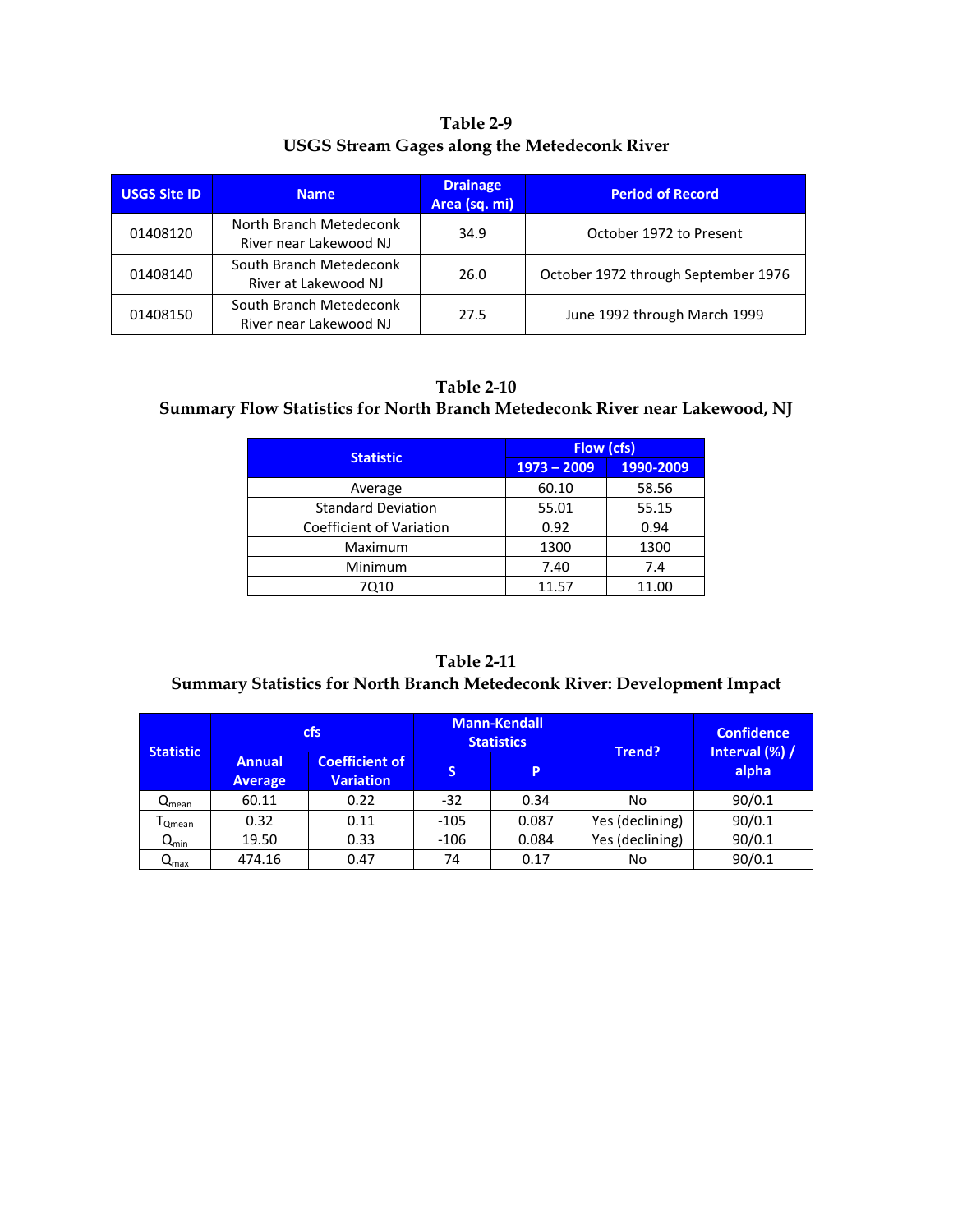**Table 2-9**
**USGS Stream Gages along the Metedeconk River**

| USGS Site ID | Name | Drainage Area (sq. mi) | Period of Record |
|---|---|---|---|
| 01408120 | North Branch Metedeconk River near Lakewood NJ | 34.9 | October 1972 to Present |
| 01408140 | South Branch Metedeconk River at Lakewood NJ | 26.0 | October 1972 through September 1976 |
| 01408150 | South Branch Metedeconk River near Lakewood NJ | 27.5 | June 1992 through March 1999 |

**Table 2-10**
**Summary Flow Statistics for North Branch Metedeconk River near Lakewood, NJ**

| Statistic | Flow (cfs) | |
|---|---|---|
| | 1973 – 2009 | 1990-2009 |
| Average | 60.10 | 58.56 |
| Standard Deviation | 55.01 | 55.15 |
| Coefficient of Variation | 0.92 | 0.94 |
| Maximum | 1300 | 1300 |
| Minimum | 7.40 | 7.4 |
| 7Q10 | 11.57 | 11.00 |

**Table 2-11**
**Summary Statistics for North Branch Metedeconk River: Development Impact**

| Statistic | cfs | | Mann-Kendall Statistics | | Trend? | Confidence Interval (%) / alpha |
|---|---|---|---|---|---|---|
| | Annual Average | Coefficient of Variation | S | P | | |
| $Q_{mean}$ | 60.11 | 0.22 | -32 | 0.34 | No | 90/0.1 |
| $T_{Qmean}$ | 0.32 | 0.11 | -105 | 0.087 | Yes (declining) | 90/0.1 |
| $Q_{min}$ | 19.50 | 0.33 | -106 | 0.084 | Yes (declining) | 90/0.1 |
| $Q_{max}$ | 474.16 | 0.47 | 74 | 0.17 | No | 90/0.1 |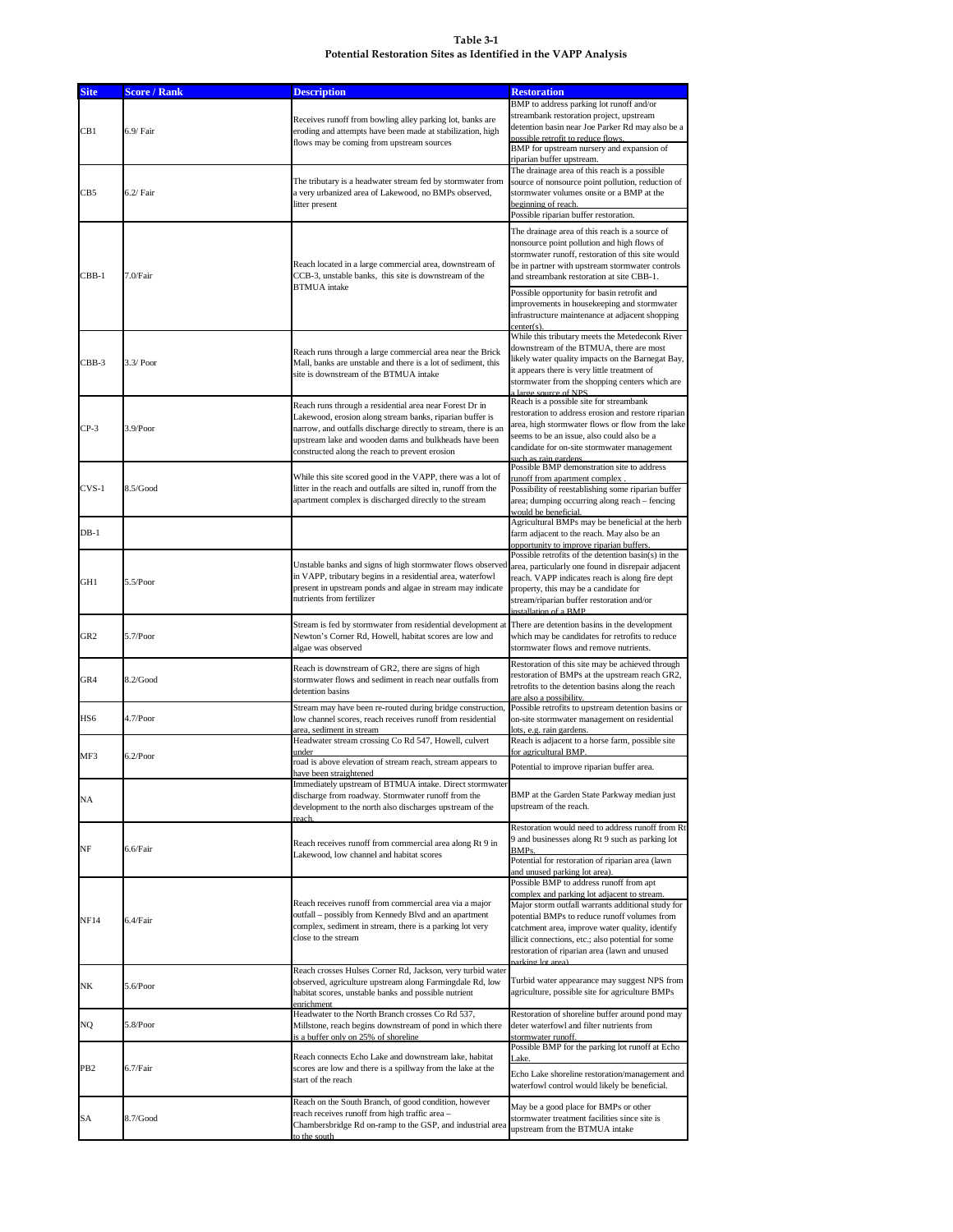**Table 3-1**
**Potential Restoration Sites as Identified in the VAPP Analysis**

| Site | Score / Rank | Description | Restoration |
|---|---|---|---|
| CB1 | 6.9/ Fair | Receives runoff from bowling alley parking lot, banks are eroding and attempts have been made at stabilization, high flows may be coming from upstream sources | BMP to address parking lot runoff and/or streambank restoration project, upstream detention basin near Joe Parker Rd may also be a possible retrofit to reduce flows. BMP for upstream nursery and expansion of riparian buffer upstream. |
| CB5 | 6.2/ Fair | The tributary is a headwater stream fed by stormwater from a very urbanized area of Lakewood, no BMPs observed, litter present | The drainage area of this reach is a possible source of nonsource point pollution, reduction of stormwater volumes onsite or a BMP at the beginning of reach. Possible riparian buffer restoration. |
| CBB-1 | 7.0/Fair | Reach located in a large commercial area, downstream of CCB-3, unstable banks, this site is downstream of the BTMUA intake | The drainage area of this reach is a source of nonsource point pollution and high flows of stormwater runoff, restoration of this site would be in partner with upstream stormwater controls and streambank restoration at site CBB-1. Possible opportunity for basin retrofit and improvements in housekeeping and stormwater infrastructure maintenance at adjacent shopping center(s). |
| CBB-3 | 3.3/ Poor | Reach runs through a large commercial area near the Brick Mall, banks are unstable and there is a lot of sediment, this site is downstream of the BTMUA intake | While this tributary meets the Metedeconk River downstream of the BTMUA, there are most likely water quality impacts on the Barnegat Bay, it appears there is very little treatment of stormwater from the shopping centers which are a large source of NPS. |
| CP-3 | 3.9/Poor | Reach runs through a residential area near Forest Dr in Lakewood, erosion along stream banks, riparian buffer is narrow, and outfalls discharge directly to stream, there is an upstream lake and wooden dams and bulkheads have been constructed along the reach to prevent erosion | Reach is a possible site for streambank restoration to address erosion and restore riparian area, high stormwater flows or flow from the lake seems to be an issue, also could also be a candidate for on-site stormwater management such as rain gardens. |
| CVS-1 | 8.5/Good | While this site scored good in the VAPP, there was a lot of litter in the reach and outfalls are silted in, runoff from the apartment complex is discharged directly to the stream | Possible BMP demonstration site to address runoff from apartment complex . Possibility of reestablishing some riparian buffer area; dumping occurring along reach – fencing would be beneficial. |
| DB-1 | | | Agricultural BMPs may be beneficial at the herb farm adjacent to the reach. May also be an opportunity to improve riparian buffers. |
| GH1 | 5.5/Poor | Unstable banks and signs of high stormwater flows observed in VAPP, tributary begins in a residential area, waterfowl present in upstream ponds and algae in stream may indicate nutrients from fertilizer | Possible retrofits of the detention basin(s) in the area, particularly one found in disrepair adjacent reach. VAPP indicates reach is along fire dept property, this may be a candidate for stream/riparian buffer restoration and/or installation of a BMP. |
| GR2 | 5.7/Poor | Stream is fed by stormwater from residential development at Newton's Corner Rd, Howell, habitat scores are low and algae was observed | There are detention basins in the development which may be candidates for retrofits to reduce stormwater flows and remove nutrients. |
| GR4 | 8.2/Good | Reach is downstream of GR2, there are signs of high stormwater flows and sediment in reach near outfalls from detention basins | Restoration of this site may be achieved through restoration of BMPs at the upstream reach GR2, retrofits to the detention basins along the reach are also a possibility. |
| HS6 | 4.7/Poor | Stream may have been re-routed during bridge construction, low channel scores, reach receives runoff from residential area, sediment in stream | Possible retrofits to upstream detention basins or on-site stormwater management on residential lots, e.g. rain gardens. |
| MF3 | 6.2/Poor | Headwater stream crossing Co Rd 547, Howell, culvert under road is above elevation of stream reach, stream appears to have been straightened | Reach is adjacent to a horse farm, possible site for agricultural BMP. Potential to improve riparian buffer area. |
| NA | | Immediately upstream of BTMUA intake. Direct stormwater discharge from roadway. Stormwater runoff from the development to the north also discharges upstream of the reach. | BMP at the Garden State Parkway median just upstream of the reach. |
| NF | 6.6/Fair | Reach receives runoff from commercial area along Rt 9 in Lakewood, low channel and habitat scores | Restoration would need to address runoff from Rt 9 and businesses along Rt 9 such as parking lot BMPs. Potential for restoration of riparian area (lawn and unused parking lot area). |
| NF14 | 6.4/Fair | Reach receives runoff from commercial area via a major outfall – possibly from Kennedy Blvd and an apartment complex, sediment in stream, there is a parking lot very close to the stream | Possible BMP to address runoff from apt complex and parking lot adjacent to stream. Major storm outfall warrants additional study for potential BMPs to reduce runoff volumes from catchment area, improve water quality, identify illicit connections, etc.; also potential for some restoration of riparian area (lawn and unused parking lot area). |
| NK | 5.6/Poor | Reach crosses Hulses Corner Rd, Jackson, very turbid water observed, agriculture upstream along Farmingdale Rd, low habitat scores, unstable banks and possible nutrient enrichment | Turbid water appearance may suggest NPS from agriculture, possible site for agriculture BMPs |
| NQ | 5.8/Poor | Headwater to the North Branch crosses Co Rd 537, Millstone, reach begins downstream of pond in which there is a buffer only on 25% of shoreline | Restoration of shoreline buffer around pond may deter waterfowl and filter nutrients from stormwater runoff. |
| PB2 | 6.7/Fair | Reach connects Echo Lake and downstream lake, habitat scores are low and there is a spillway from the lake at the start of the reach | Possible BMP for the parking lot runoff at Echo Lake. Echo Lake shoreline restoration/management and waterfowl control would likely be beneficial. |
| SA | 8.7/Good | Reach on the South Branch, of good condition, however reach receives runoff from high traffic area – Chambersbridge Rd on-ramp to the GSP, and industrial area to the south | May be a good place for BMPs or other stormwater treatment facilities since site is upstream from the BTMUA intake |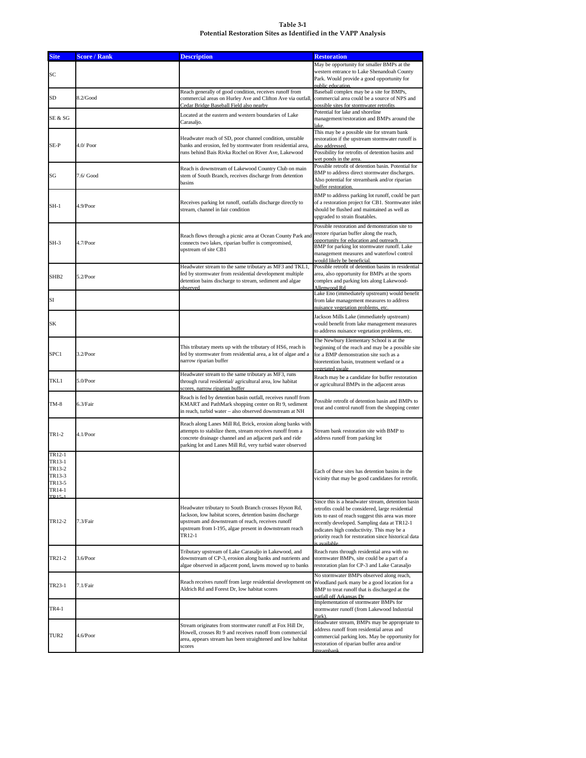**Table 3-1**
**Potential Restoration Sites as Identified in the VAPP Analysis**

| Site | Score / Rank | Description | Restoration |
|---|---|---|---|
| SC | | | May be opportunity for smaller BMPs at the western entrance to Lake Shenandoah County Park. Would provide a good opportunity for public education. |
| SD | 8.2/Good | Reach generally of good condition, receives runoff from commercial areas on Hurley Ave and Clifton Ave via outfall, Cedar Bridge Baseball Field also nearby | Baseball complex may be a site for BMPs, commercial area could be a source of NPS and possible sites for stormwater retrofits |
| SE & SG | | Located at the eastern and western boundaries of Lake Carasaljo. | Potential for lake and shoreline management/restoration and BMPs around the lake. |
| SE-P | 4.0/ Poor | Headwater reach of SD, poor channel condition, unstable banks and erosion, fed by stormwater from residential area, runs behind Bais Rivka Rochel on River Ave, Lakewood | This may be a possible site for stream bank restoration if the upstream stormwater runoff is also addressed. Possibility for retrofits of detention basins and wet ponds in the area. |
| SG | 7.6/ Good | Reach is downstream of Lakewood Country Club on main stem of South Branch, receives discharge from detention basins | Possible retrofit of detention basin. Potential for BMP to address direct stormwater discharges. Also potential for streambank and/or riparian buffer restoration. |
| SH-1 | 4.9/Poor | Receives parking lot runoff, outfalls discharge directly to stream, channel in fair condition | BMP to address parking lot runoff, could be part of a restoration project for CB1. Stormwater inlet should be flushed and maintained as well as upgraded to strain floatables. |
| SH-3 | 4.7/Poor | Reach flows through a picnic area at Ocean County Park and connects two lakes, riparian buffer is compromised, upstream of site CB1 | Possible restoration and demonstration site to restore riparian buffer along the reach, opportunity for education and outreach. BMP for parking lot stormwater runoff. Lake management measures and waterfowl control would likely be beneficial. |
| SHB2 | 5.2/Poor | Headwater stream to the same tributary as MF3 and TKL1, fed by stormwater from residential development multiple detention bains discharge to stream, sediment and algae observed | Possible retrofit of detention basins in residential area, also opportunity for BMPs at the sports complex and parking lots along Lakewood-Allenwood Rd |
| SI | | | Lake Eno (immediately upstream) would benefit from lake management measures to address nuisance vegetation problems, etc. |
| SK | | | Jackson Mills Lake (immediately upstream) would benefit from lake management measures to address nuisance vegetation problems, etc. |
| SPC1 | 3.2/Poor | This tributary meets up with the tributary of HS6, reach is fed by stormwater from residential area, a lot of algae and a narrow riparian buffer | The Newbury Elementary School is at the beginning of the reach and may be a possible site for a BMP demonstration site such as a bioretention basin, treatment wetland or a vegetated swale |
| TKL1 | 5.0/Poor | Headwater stream to the same tributary as MF3, runs through rural residential/ agricultural area, low habitat scores, narrow riparian buffer | Reach may be a candidate for buffer restoration or agricultural BMPs in the adjacent areas |
| TM-8 | 6.3/Fair | Reach is fed by detention basin outfall, receives runoff from KMART and PathMark shopping center on Rt 9, sediment in reach, turbid water – also observed downstream at NH | Possible retrofit of detention basin and BMPs to treat and control runoff from the shopping center |
| TR1-2 | 4.1/Poor | Reach along Lanes Mill Rd, Brick, erosion along banks with attempts to stabilize them, stream receives runoff from a concrete drainage channel and an adjacent park and ride parking lot and Lanes Mill Rd, very turbid water observed | Stream bank restoration site with BMP to address runoff from parking lot |
| TR12-1<br>TR13-1<br>TR13-2<br>TR13-3<br>TR13-5<br>TR14-1<br>TR15-1 | | | Each of these sites has detention basins in the vicinity that may be good candidates for retrofit. |
| TR12-2 | 7.3/Fair | Headwater tributary to South Branch crosses Hyson Rd, Jackson, low habitat scores, detention basins discharge upstream and downstream of reach, receives runoff upstream from I-195, algae present in downstream reach TR12-1 | Since this is a headwater stream, detention basin retrofits could be considered, large residential lots to east of reach suggest this area was more recently developed. Sampling data at TR12-1 indicates high conductivity. This may be a priority reach for restoration since historical data is available. |
| TR21-2 | 3.6/Poor | Tributary upstream of Lake Carasaljo in Lakewood, and downstream of CP-3, erosion along banks and nutrients and algae observed in adjacent pond, lawns mowed up to banks | Reach runs through residential area with no stormwater BMPs, site could be a part of a restoration plan for CP-3 and Lake Carasaljo |
| TR23-1 | 7.1/Fair | Reach receives runoff from large residential development on Aldrich Rd and Forest Dr, low habitat scores | No stormwater BMPs observed along reach, Woodland park many be a good location for a BMP to treat runoff that is discharged at the outfall off Arkansas Dr |
| TR4-1 | | | Implementation of stormwater BMPs for stormwater runoff (from Lakewood Industrial Park). |
| TUR2 | 4.6/Poor | Stream originates from stormwater runoff at Fox Hill Dr, Howell, crosses Rt 9 and receives runoff from commercial area, appears stream has been straightened and low habitat scores | Headwater stream, BMPs may be appropriate to address runoff from residential areas and commercial parking lots. May be opportunity for restoration of riparian buffer area and/or streambank |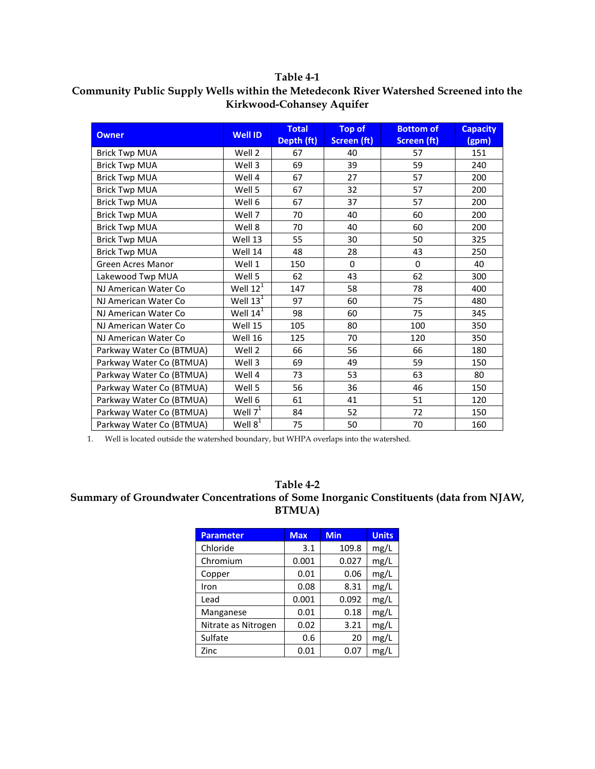**Table 4-1**
**Community Public Supply Wells within the Metedeconk River Watershed Screened into the Kirkwood-Cohansey Aquifer**

| Owner | Well ID | Total Depth (ft) | Top of Screen (ft) | Bottom of Screen (ft) | Capacity (gpm) |
|---|---|---|---|---|---|
| Brick Twp MUA | Well 2 | 67 | 40 | 57 | 151 |
| Brick Twp MUA | Well 3 | 69 | 39 | 59 | 240 |
| Brick Twp MUA | Well 4 | 67 | 27 | 57 | 200 |
| Brick Twp MUA | Well 5 | 67 | 32 | 57 | 200 |
| Brick Twp MUA | Well 6 | 67 | 37 | 57 | 200 |
| Brick Twp MUA | Well 7 | 70 | 40 | 60 | 200 |
| Brick Twp MUA | Well 8 | 70 | 40 | 60 | 200 |
| Brick Twp MUA | Well 13 | 55 | 30 | 50 | 325 |
| Brick Twp MUA | Well 14 | 48 | 28 | 43 | 250 |
| Green Acres Manor | Well 1 | 150 | 0 | 0 | 40 |
| Lakewood Twp MUA | Well 5 | 62 | 43 | 62 | 300 |
| NJ American Water Co | Well 12[1] | 147 | 58 | 78 | 400 |
| NJ American Water Co | Well 13[1] | 97 | 60 | 75 | 480 |
| NJ American Water Co | Well 14[1] | 98 | 60 | 75 | 345 |
| NJ American Water Co | Well 15 | 105 | 80 | 100 | 350 |
| NJ American Water Co | Well 16 | 125 | 70 | 120 | 350 |
| Parkway Water Co (BTMUA) | Well 2 | 66 | 56 | 66 | 180 |
| Parkway Water Co (BTMUA) | Well 3 | 69 | 49 | 59 | 150 |
| Parkway Water Co (BTMUA) | Well 4 | 73 | 53 | 63 | 80 |
| Parkway Water Co (BTMUA) | Well 5 | 56 | 36 | 46 | 150 |
| Parkway Water Co (BTMUA) | Well 6 | 61 | 41 | 51 | 120 |
| Parkway Water Co (BTMUA) | Well 7[1] | 84 | 52 | 72 | 150 |
| Parkway Water Co (BTMUA) | Well 8[1] | 75 | 50 | 70 | 160 |

1. Well is located outside the watershed boundary, but WHPA overlaps into the watershed.

**Table 4-2**
**Summary of Groundwater Concentrations of Some Inorganic Constituents (data from NJAW, BTMUA)**

| Parameter | Max | Min | Units |
|---|---|---|---|
| Chloride | 3.1 | 109.8 | mg/L |
| Chromium | 0.001 | 0.027 | mg/L |
| Copper | 0.01 | 0.06 | mg/L |
| Iron | 0.08 | 8.31 | mg/L |
| Lead | 0.001 | 0.092 | mg/L |
| Manganese | 0.01 | 0.18 | mg/L |
| Nitrate as Nitrogen | 0.02 | 3.21 | mg/L |
| Sulfate | 0.6 | 20 | mg/L |
| Zinc | 0.01 | 0.07 | mg/L |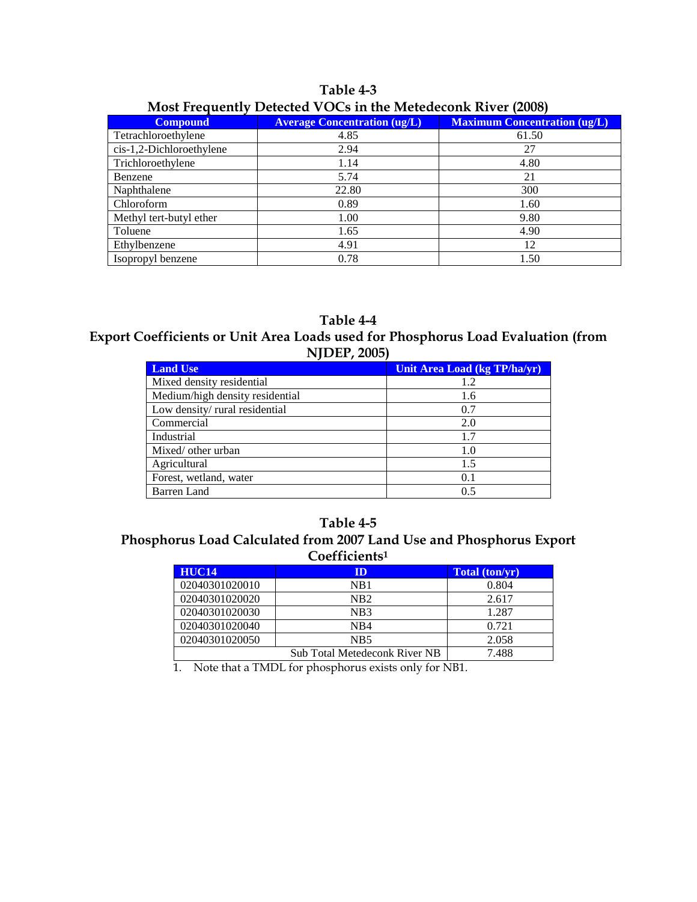**Table 4-3**
**Most Frequently Detected VOCs in the Metedeconk River (2008)**

| Compound | Average Concentration (ug/L) | Maximum Concentration (ug/L) |
|---|---|---|
| Tetrachloroethylene | 4.85 | 61.50 |
| cis-1,2-Dichloroethylene | 2.94 | 27 |
| Trichloroethylene | 1.14 | 4.80 |
| Benzene | 5.74 | 21 |
| Naphthalene | 22.80 | 300 |
| Chloroform | 0.89 | 1.60 |
| Methyl tert-butyl ether | 1.00 | 9.80 |
| Toluene | 1.65 | 4.90 |
| Ethylbenzene | 4.91 | 12 |
| Isopropyl benzene | 0.78 | 1.50 |

**Table 4-4**
**Export Coefficients or Unit Area Loads used for Phosphorus Load Evaluation (from NJDEP, 2005)**

| Land Use | Unit Area Load (kg TP/ha/yr) |
|---|---|
| Mixed density residential | 1.2 |
| Medium/high density residential | 1.6 |
| Low density/ rural residential | 0.7 |
| Commercial | 2.0 |
| Industrial | 1.7 |
| Mixed/ other urban | 1.0 |
| Agricultural | 1.5 |
| Forest, wetland, water | 0.1 |
| Barren Land | 0.5 |

**Table 4-5**
**Phosphorus Load Calculated from 2007 Land Use and Phosphorus Export Coefficients[1]**

| HUC14 | ID | Total (ton/yr) |
|---|---|---|
| 02040301020010 | NB1 | 0.804 |
| 02040301020020 | NB2 | 2.617 |
| 02040301020030 | NB3 | 1.287 |
| 02040301020040 | NB4 | 0.721 |
| 02040301020050 | NB5 | 2.058 |
| | Sub Total Metedeconk River NB | 7.488 |

1. Note that a TMDL for phosphorus exists only for NB1.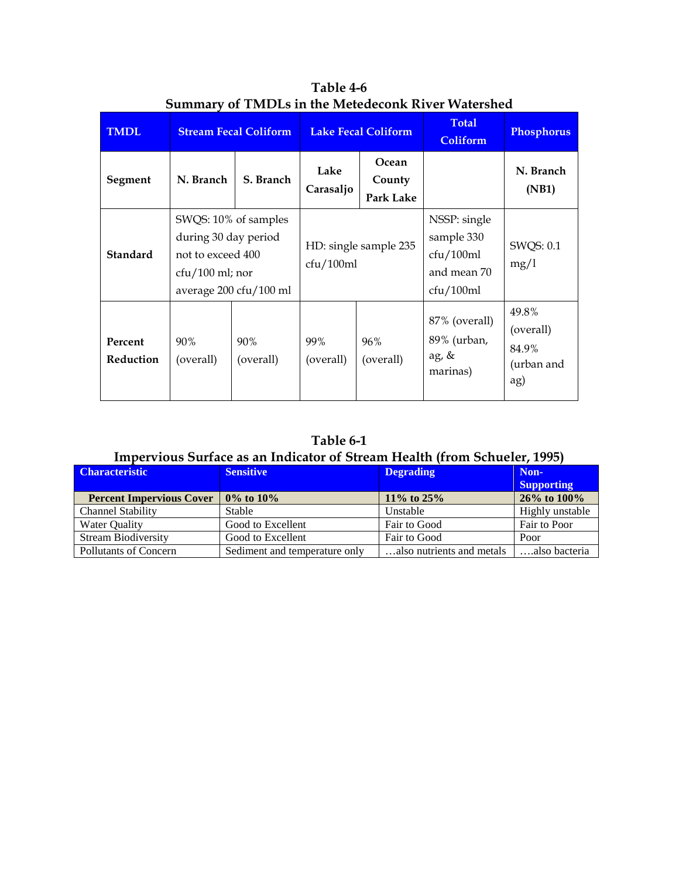**Table 4-6**
**Summary of TMDLs in the Metedeconk River Watershed**

| TMDL | Stream Fecal Coliform | | Lake Fecal Coliform | | Total Coliform | Phosphorus |
|---|---|---|---|---|---|---|
| **Segment** | **N. Branch** | **S. Branch** | **Lake Carasaljo** | **Ocean County Park Lake** | | **N. Branch (NB1)** |
| **Standard** | SWQS: 10% of samples during 30 day period not to exceed 400 cfu/100 ml; nor average 200 cfu/100 ml | | HD: single sample 235 cfu/100ml | | NSSP: single sample 330 cfu/100ml and mean 70 cfu/100ml | SWQS: 0.1 mg/l |
| **Percent Reduction** | 90% (overall) | 90% (overall) | 99% (overall) | 96% (overall) | 87% (overall) 89% (urban, ag, & marinas) | 49.8% (overall) 84.9% (urban and ag) |

**Table 6-1**
**Impervious Surface as an Indicator of Stream Health (from Schueler, 1995)**

| Characteristic | Sensitive | Degrading | Non-Supporting |
|---|---|---|---|
| **Percent Impervious Cover** | **0% to 10%** | **11% to 25%** | **26% to 100%** |
| Channel Stability | Stable | Unstable | Highly unstable |
| Water Quality | Good to Excellent | Fair to Good | Fair to Poor |
| Stream Biodiversity | Good to Excellent | Fair to Good | Poor |
| Pollutants of Concern | Sediment and temperature only | …also nutrients and metals | ….also bacteria |